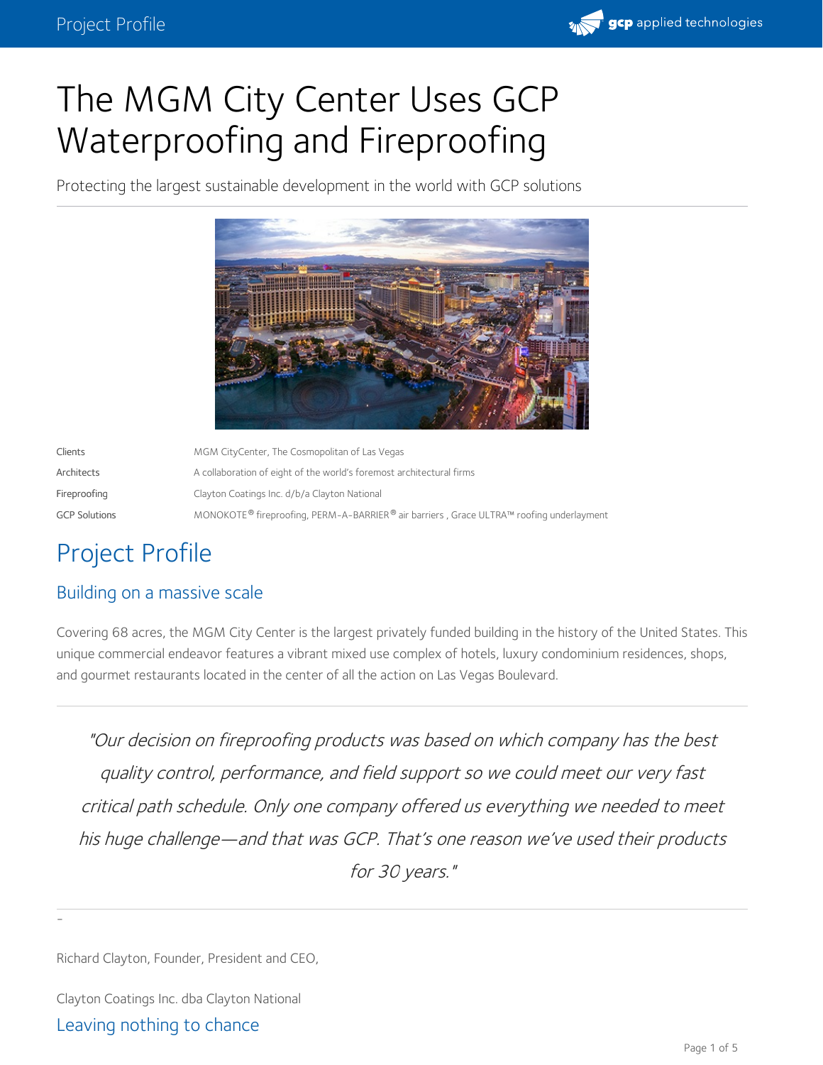# The MGM City Center Uses GCP Waterproofing and Fireproofing

Protecting the largest sustainable development in the world with GCP solutions

| | |
|---|---|
| Clients | MGM CityCenter, The Cosmopolitan of Las Vegas |
| Architects | A collaboration of eight of the world's foremost architectural firms |
| Fireproofing | Clayton Coatings Inc. d/b/a Clayton National |
| GCP Solutions | MONOKOTE® fireproofing, PERM-A-BARRIER® air barriers , Grace ULTRA™ roofing underlayment |

## Project Profile

### Building on a massive scale

Covering 68 acres, the MGM City Center is the largest privately funded building in the history of the United States. This unique commercial endeavor features a vibrant mixed use complex of hotels, luxury condominium residences, shops, and gourmet restaurants located in the center of all the action on Las Vegas Boulevard.

> *"Our decision on fireproofing products was based on which company has the best quality control, performance, and field support so we could meet our very fast critical path schedule. Only one company offered us everything we needed to meet his huge challenge—and that was GCP. That's one reason we've used their products for 30 years."*

-

Richard Clayton, Founder, President and CEO,

Clayton Coatings Inc. dba Clayton National

### Leaving nothing to chance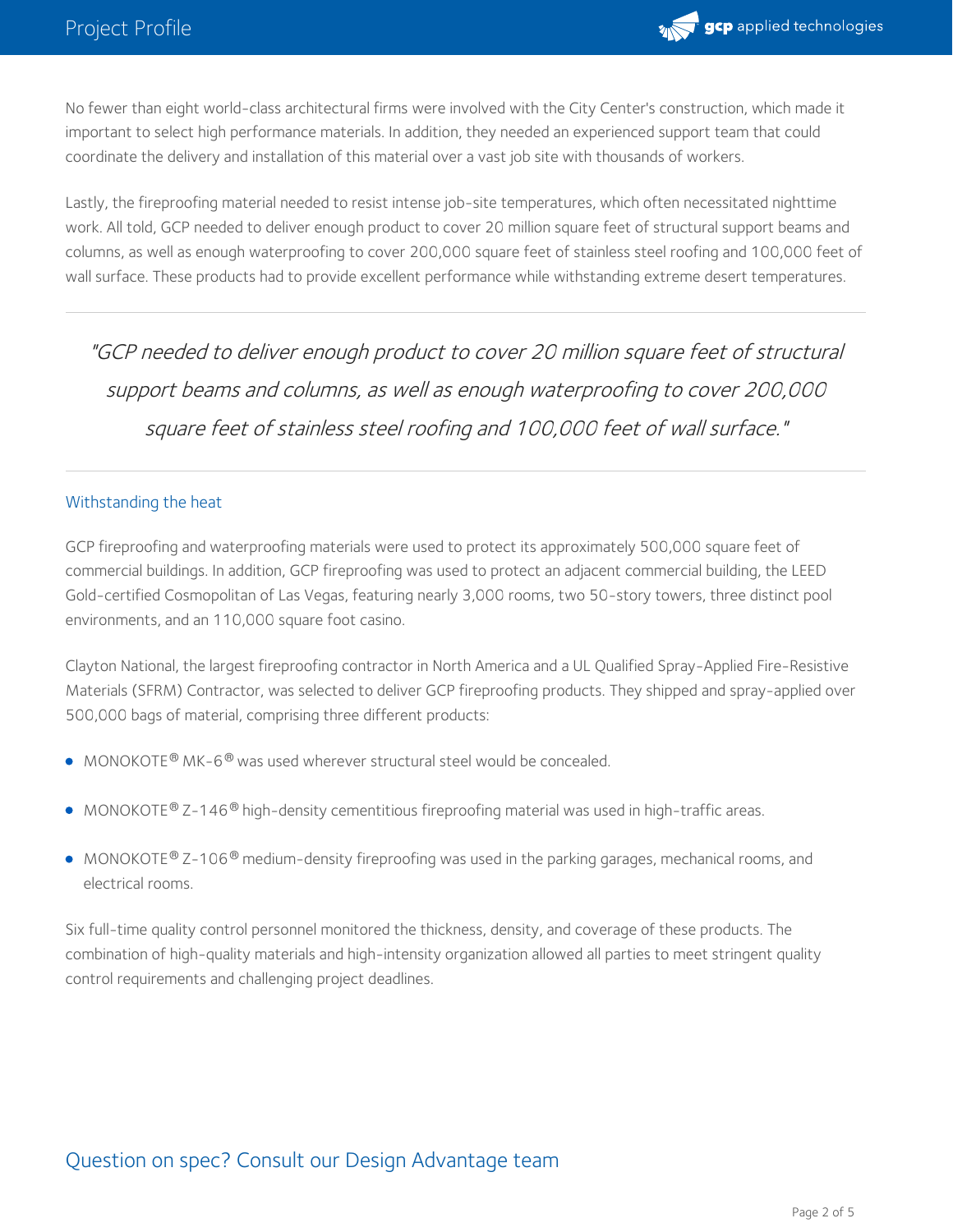No fewer than eight world-class architectural firms were involved with the City Center's construction, which made it important to select high performance materials. In addition, they needed an experienced support team that could coordinate the delivery and installation of this material over a vast job site with thousands of workers.

Lastly, the fireproofing material needed to resist intense job-site temperatures, which often necessitated nighttime work. All told, GCP needed to deliver enough product to cover 20 million square feet of structural support beams and columns, as well as enough waterproofing to cover 200,000 square feet of stainless steel roofing and 100,000 feet of wall surface. These products had to provide excellent performance while withstanding extreme desert temperatures.

---

> *"GCP needed to deliver enough product to cover 20 million square feet of structural support beams and columns, as well as enough waterproofing to cover 200,000 square feet of stainless steel roofing and 100,000 feet of wall surface."*

---

### Withstanding the heat

GCP fireproofing and waterproofing materials were used to protect its approximately 500,000 square feet of commercial buildings. In addition, GCP fireproofing was used to protect an adjacent commercial building, the LEED Gold-certified Cosmopolitan of Las Vegas, featuring nearly 3,000 rooms, two 50-story towers, three distinct pool environments, and an 110,000 square foot casino.

Clayton National, the largest fireproofing contractor in North America and a UL Qualified Spray-Applied Fire-Resistive Materials (SFRM) Contractor, was selected to deliver GCP fireproofing products. They shipped and spray-applied over 500,000 bags of material, comprising three different products:

- MONOKOTE® MK-6® was used wherever structural steel would be concealed.
- MONOKOTE® Z-146® high-density cementitious fireproofing material was used in high-traffic areas.
- MONOKOTE® Z-106® medium-density fireproofing was used in the parking garages, mechanical rooms, and electrical rooms.

Six full-time quality control personnel monitored the thickness, density, and coverage of these products. The combination of high-quality materials and high-intensity organization allowed all parties to meet stringent quality control requirements and challenging project deadlines.

## Question on spec? Consult our Design Advantage team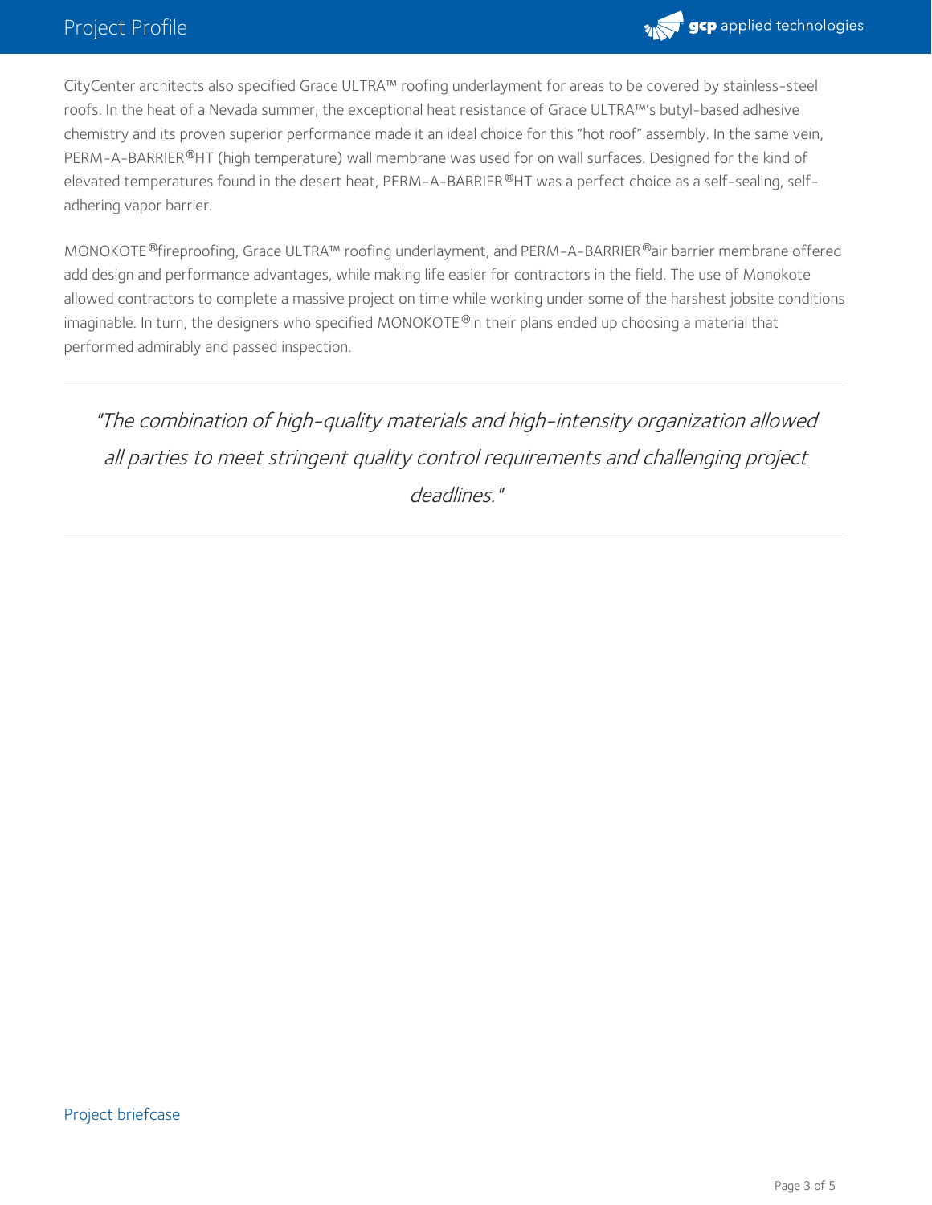CityCenter architects also specified Grace ULTRA™ roofing underlayment for areas to be covered by stainless-steel roofs. In the heat of a Nevada summer, the exceptional heat resistance of Grace ULTRA™'s butyl-based adhesive chemistry and its proven superior performance made it an ideal choice for this "hot roof" assembly. In the same vein, PERM-A-BARRIER®HT (high temperature) wall membrane was used for on wall surfaces. Designed for the kind of elevated temperatures found in the desert heat, PERM-A-BARRIER®HT was a perfect choice as a self-sealing, self-adhering vapor barrier.

MONOKOTE®fireproofing, Grace ULTRA™ roofing underlayment, and PERM-A-BARRIER®air barrier membrane offered add design and performance advantages, while making life easier for contractors in the field. The use of Monokote allowed contractors to complete a massive project on time while working under some of the harshest jobsite conditions imaginable. In turn, the designers who specified MONOKOTE®in their plans ended up choosing a material that performed admirably and passed inspection.

---

*"The combination of high-quality materials and high-intensity organization allowed all parties to meet stringent quality control requirements and challenging project deadlines."*

---

Project briefcase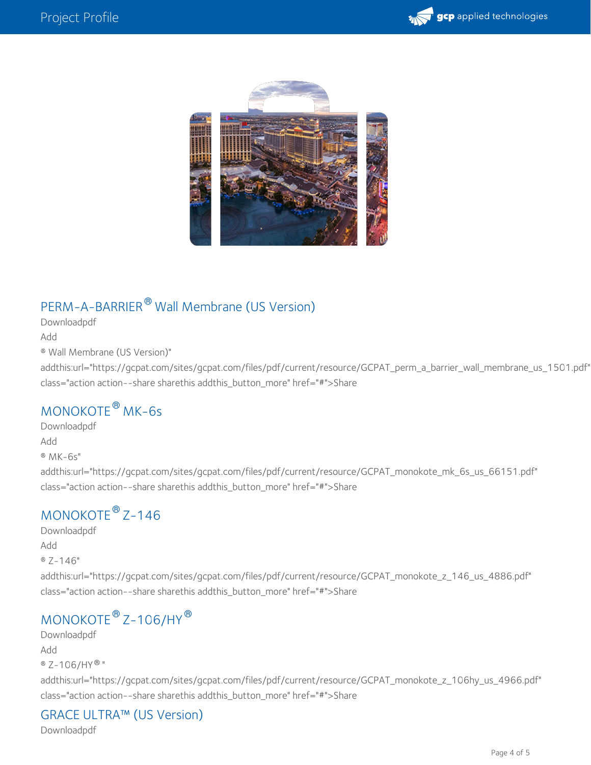## PERM-A-BARRIER® Wall Membrane (US Version)

Downloadpdf

Add

® Wall Membrane (US Version)"

addthis:url="https://gcpat.com/sites/gcpat.com/files/pdf/current/resource/GCPAT_perm_a_barrier_wall_membrane_us_1501.pdf"

class="action action--share sharethis addthis_button_more" href="#">Share

## MONOKOTE® MK-6s

Downloadpdf

Add

® MK-6s"

addthis:url="https://gcpat.com/sites/gcpat.com/files/pdf/current/resource/GCPAT_monokote_mk_6s_us_66151.pdf"

class="action action--share sharethis addthis_button_more" href="#">Share

## MONOKOTE® Z-146

Downloadpdf

Add

® Z-146"

addthis:url="https://gcpat.com/sites/gcpat.com/files/pdf/current/resource/GCPAT_monokote_z_146_us_4886.pdf"

class="action action--share sharethis addthis_button_more" href="#">Share

## MONOKOTE® Z-106/HY®

Downloadpdf

Add

® Z-106/HY® "

addthis:url="https://gcpat.com/sites/gcpat.com/files/pdf/current/resource/GCPAT_monokote_z_106hy_us_4966.pdf"

class="action action--share sharethis addthis_button_more" href="#">Share

## GRACE ULTRA™ (US Version)

Downloadpdf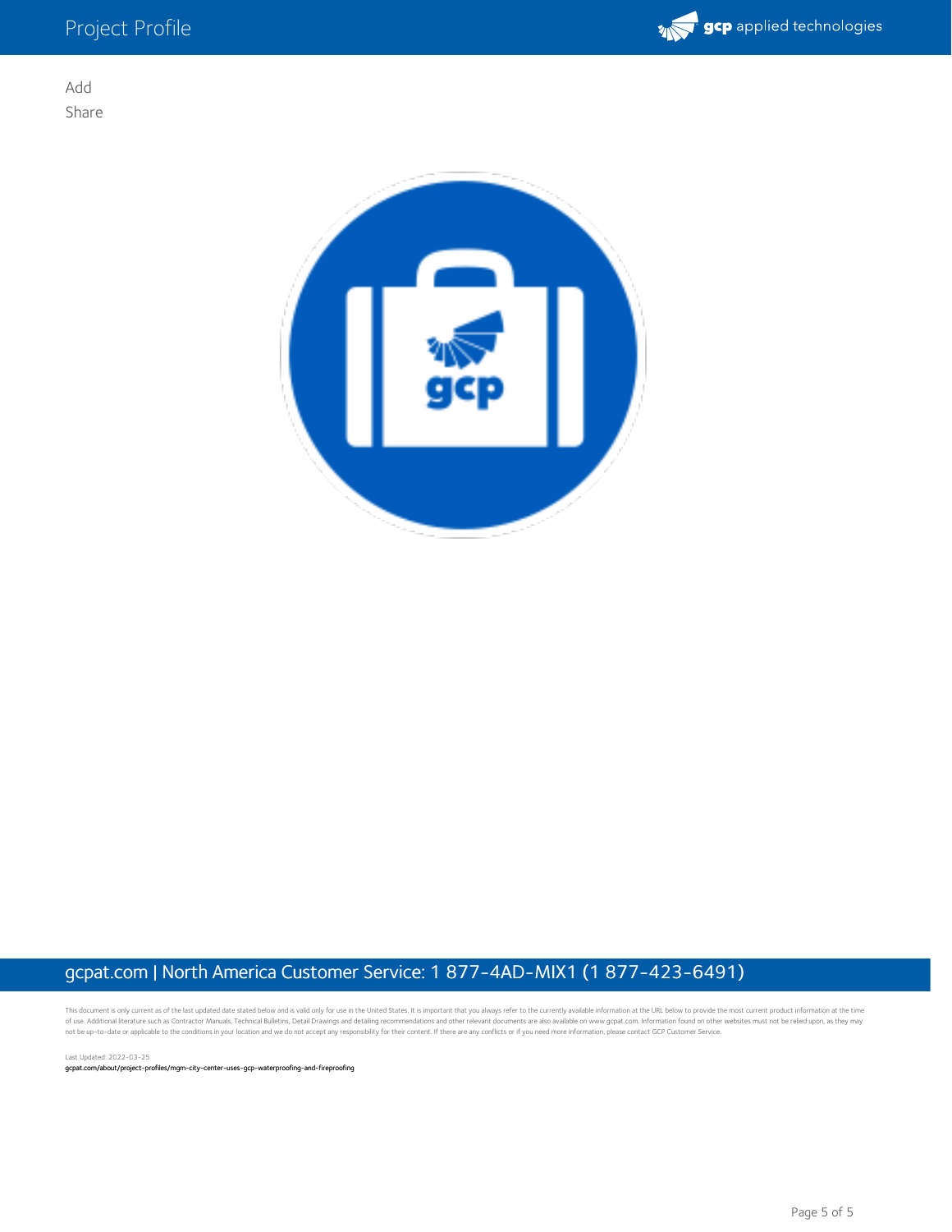Add

Share

gcpat.com | North America Customer Service: 1 877-4AD-MIX1 (1 877-423-6491)

This document is only current as of the last updated date stated below and is valid only for use in the United States. It is important that you always refer to the currently available information at the URL below to provide the most current product information at the time of use. Additional literature such as Contractor Manuals, Technical Bulletins, Detail Drawings and detailing recommendations and other relevant documents are also available on www.gcpat.com. Information found on other websites must not be relied upon, as they may not be up-to-date or applicable to the conditions in your location and we do not accept any responsibility for their content. If there are any conflicts or if you need more information, please contact GCP Customer Service.

Last Updated: 2022-03-25

gcpat.com/about/project-profiles/mgm-city-center-uses-gcp-waterproofing-and-fireproofing